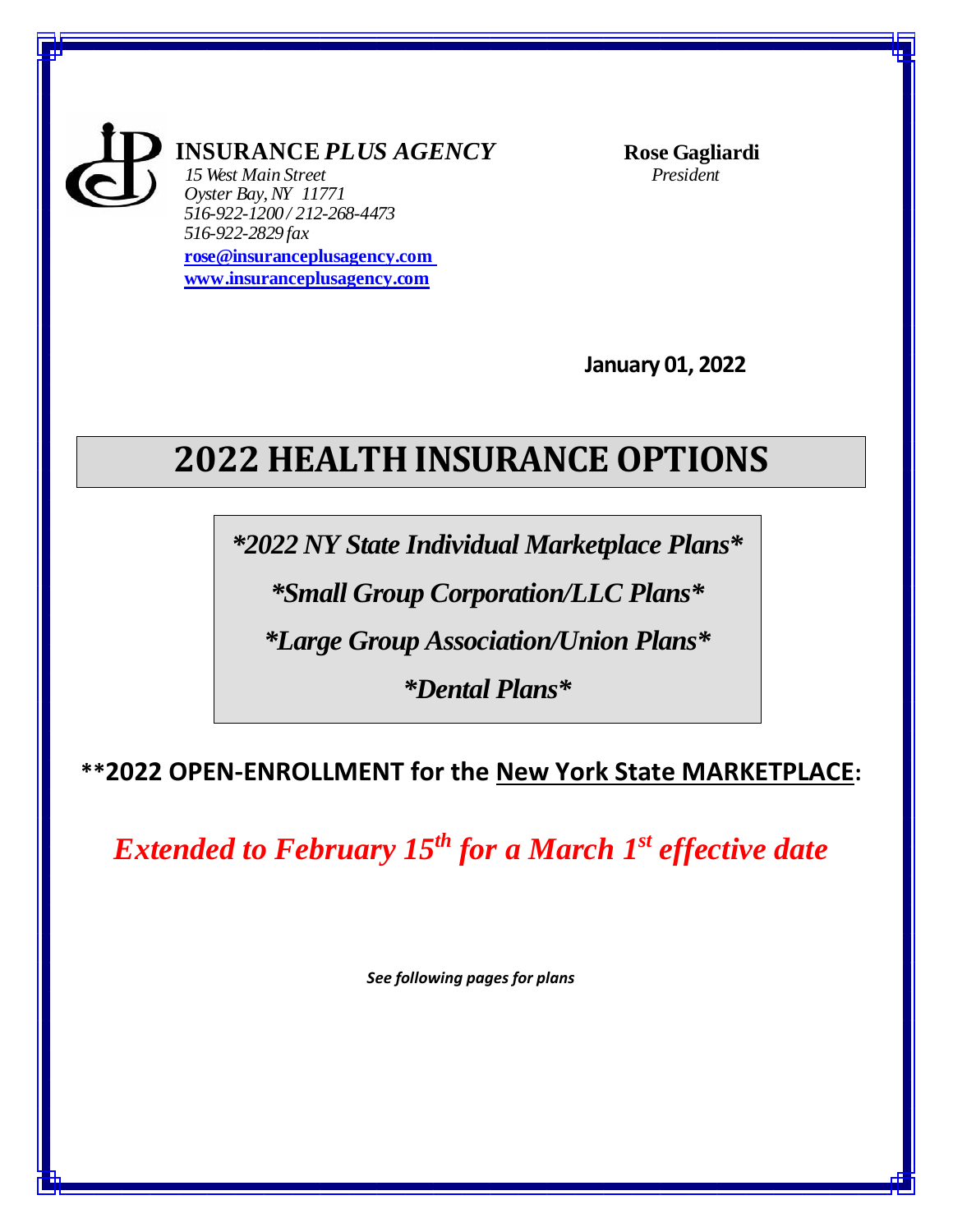**INSURANCE *PLUS AGENCY***

*15 West Main Street*
*Oyster Bay, NY 11771*
*516-922-1200 / 212-268-4473*
*516-922-2829 fax*
**rose@insuranceplusagency.com**
**www.insuranceplusagency.com**

**Rose Gagliardi**
*President*

**January 01, 2022**

# 2022 HEALTH INSURANCE OPTIONS

***2022 NY State Individual Marketplace Plans***

***Small Group Corporation/LLC Plans***

***Large Group Association/Union Plans***

***Dental Plans***

**\*\*2022 OPEN-ENROLLMENT for the New York State MARKETPLACE:**

***Extended to February 15th for a March 1st effective date***

***See following pages for plans***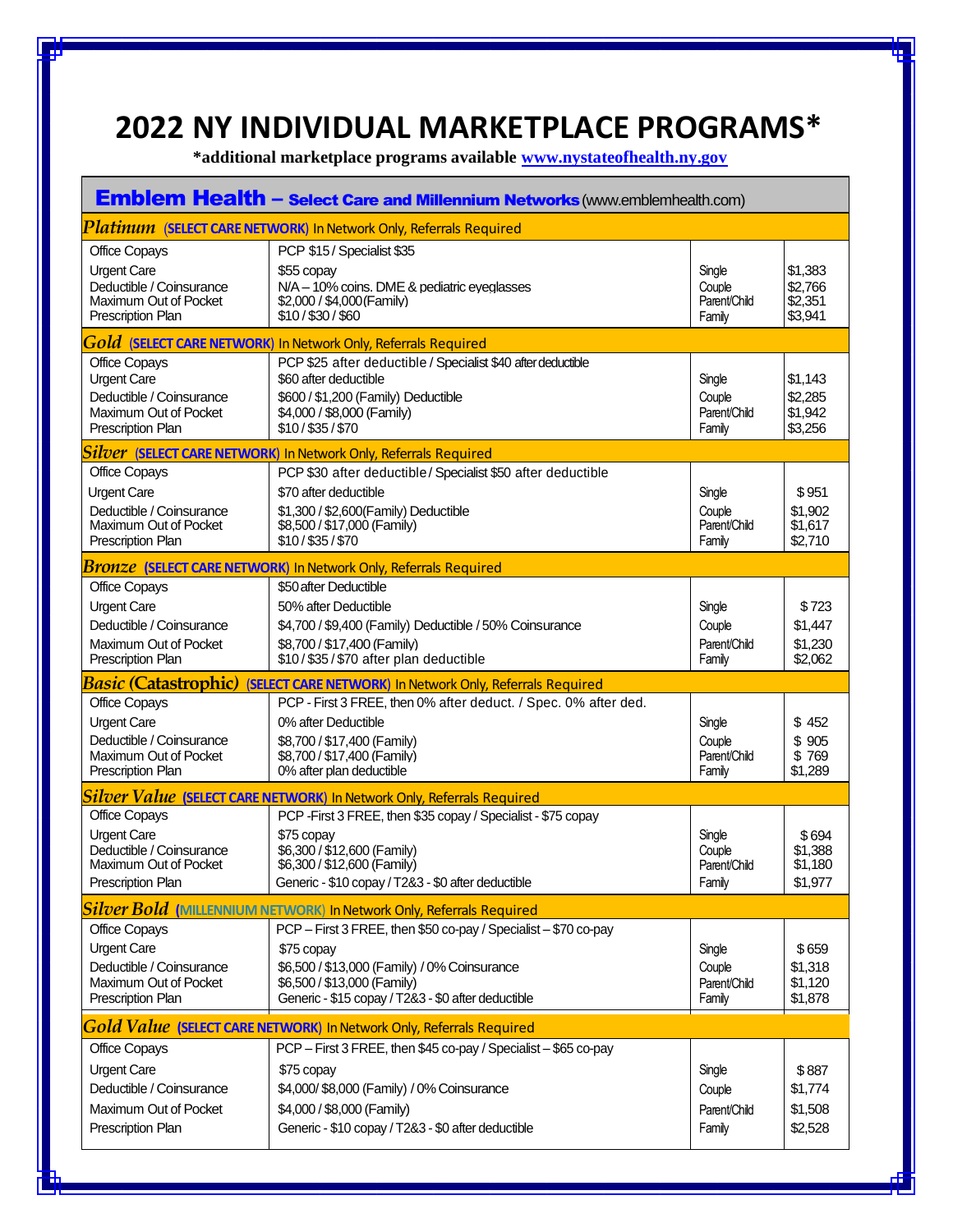# 2022 NY INDIVIDUAL MARKETPLACE PROGRAMS*

**\*additional marketplace programs available [www.nystateofhealth.ny.gov](http://www.nystateofhealth.ny.gov)**

## Emblem Health – Select Care and Millennium Networks (www.emblemhealth.com)

| | | | |
|---|---|---|---|
| ***Platinum* (SELECT CARE NETWORK) In Network Only, Referrals Required** | | | |
| Office Copays | PCP $15 / Specialist $35 | | |
| Urgent Care | $55 copay | Single | $1,383 |
| Deductible / Coinsurance | N/A – 10% coins. DME & pediatric eyeglasses | Couple | $2,766 |
| Maximum Out of Pocket | $2,000 / $4,000(Family) | Parent/Child | $2,351 |
| Prescription Plan | $10 / $30 / $60 | Family | $3,941 |
| ***Gold* (SELECT CARE NETWORK) In Network Only, Referrals Required** | | | |
| Office Copays | PCP $25 after deductible / Specialist $40 after deductible | | |
| Urgent Care | $60 after deductible | Single | $1,143 |
| Deductible / Coinsurance | $600 / $1,200 (Family) Deductible | Couple | $2,285 |
| Maximum Out of Pocket | $4,000 / $8,000 (Family) | Parent/Child | $1,942 |
| Prescription Plan | $10 / $35 / $70 | Family | $3,256 |
| ***Silver* (SELECT CARE NETWORK) In Network Only, Referrals Required** | | | |
| Office Copays | PCP $30 after deductible / Specialist $50 after deductible | | |
| Urgent Care | $70 after deductible | Single | $951 |
| Deductible / Coinsurance | $1,300 / $2,600(Family) Deductible | Couple | $1,902 |
| Maximum Out of Pocket | $8,500 / $17,000 (Family) | Parent/Child | $1,617 |
| Prescription Plan | $10 / $35 / $70 | Family | $2,710 |
| ***Bronze* (SELECT CARE NETWORK) In Network Only, Referrals Required** | | | |
| Office Copays | $50 after Deductible | | |
| Urgent Care | 50% after Deductible | Single | $723 |
| Deductible / Coinsurance | $4,700 / $9,400 (Family) Deductible / 50% Coinsurance | Couple | $1,447 |
| Maximum Out of Pocket | $8,700 / $17,400 (Family) | Parent/Child | $1,230 |
| Prescription Plan | $10 / $35 / $70 after plan deductible | Family | $2,062 |
| ***Basic* (Catastrophic) (SELECT CARE NETWORK) In Network Only, Referrals Required** | | | |
| Office Copays | PCP - First 3 FREE, then 0% after deduct. / Spec. 0% after ded. | | |
| Urgent Care | 0% after Deductible | Single | $ 452 |
| Deductible / Coinsurance | $8,700 / $17,400 (Family) | Couple | $ 905 |
| Maximum Out of Pocket | $8,700 / $17,400 (Family) | Parent/Child | $ 769 |
| Prescription Plan | 0% after plan deductible | Family | $1,289 |
| ***Silver Value* (SELECT CARE NETWORK) In Network Only, Referrals Required** | | | |
| Office Copays | PCP -First 3 FREE, then $35 copay / Specialist - $75 copay | | |
| Urgent Care | $75 copay | Single | $694 |
| Deductible / Coinsurance | $6,300 / $12,600 (Family) | Couple | $1,388 |
| Maximum Out of Pocket | $6,300 / $12,600 (Family) | Parent/Child | $1,180 |
| Prescription Plan | Generic - $10 copay / T2&3 - $0 after deductible | Family | $1,977 |
| ***Silver Bold* (MILLENNIUM NETWORK) In Network Only, Referrals Required** | | | |
| Office Copays | PCP – First 3 FREE, then $50 co-pay / Specialist – $70 co-pay | | |
| Urgent Care | $75 copay | Single | $659 |
| Deductible / Coinsurance | $6,500 / $13,000 (Family) / 0% Coinsurance | Couple | $1,318 |
| Maximum Out of Pocket | $6,500 / $13,000 (Family) | Parent/Child | $1,120 |
| Prescription Plan | Generic - $15 copay / T2&3 - $0 after deductible | Family | $1,878 |
| ***Gold Value* (SELECT CARE NETWORK) In Network Only, Referrals Required** | | | |
| Office Copays | PCP – First 3 FREE, then $45 co-pay / Specialist – $65 co-pay | | |
| Urgent Care | $75 copay | Single | $887 |
| Deductible / Coinsurance | $4,000/ $8,000 (Family) / 0% Coinsurance | Couple | $1,774 |
| Maximum Out of Pocket | $4,000 / $8,000 (Family) | Parent/Child | $1,508 |
| Prescription Plan | Generic - $10 copay / T2&3 - $0 after deductible | Family | $2,528 |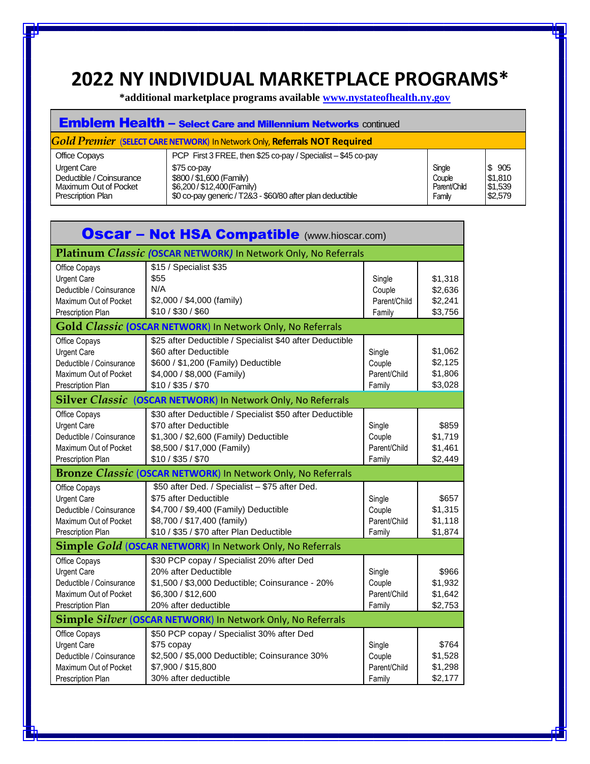# 2022 NY INDIVIDUAL MARKETPLACE PROGRAMS*

**\*additional marketplace programs available [www.nystateofhealth.ny.gov](http://www.nystateofhealth.ny.gov)**

## Emblem Health – Select Care and Millennium Networks continued

| ***Gold Premier*** (SELECT CARE NETWORK) In Network Only, **Referrals NOT Required** | | | |
|---|---|---|---|
| Office Copays | PCP First 3 FREE, then $25 co-pay / Specialist – $45 co-pay | | |
| Urgent Care | $75 co-pay | Single | $ 905 |
| Deductible / Coinsurance | $800 / $1,600 (Family) | Couple | $1,810 |
| Maximum Out of Pocket | $6,200 / $12,400 (Family) | Parent/Child | $1,539 |
| Prescription Plan | $0 co-pay generic / T2&3 - $60/80 after plan deductible | Family | $2,579 |

## Oscar – Not HSA Compatible (www.hioscar.com)

| **Platinum *Classic* (OSCAR NETWORK)** In Network Only, No Referrals | | | |
|---|---|---|---|
| Office Copays | $15 / Specialist $35 | | |
| Urgent Care | $55 | Single | $1,318 |
| Deductible / Coinsurance | N/A | Couple | $2,636 |
| Maximum Out of Pocket | $2,000 / $4,000 (family) | Parent/Child | $2,241 |
| Prescription Plan | $10 / $30 / $60 | Family | $3,756 |
| **Gold *Classic* (OSCAR NETWORK)** In Network Only, No Referrals | | | |
| Office Copays | $25 after Deductible / Specialist $40 after Deductible | | |
| Urgent Care | $60 after Deductible | Single | $1,062 |
| Deductible / Coinsurance | $600 / $1,200 (Family) Deductible | Couple | $2,125 |
| Maximum Out of Pocket | $4,000 / $8,000 (Family) | Parent/Child | $1,806 |
| Prescription Plan | $10 / $35 / $70 | Family | $3,028 |
| **Silver *Classic* (OSCAR NETWORK)** In Network Only, No Referrals | | | |
| Office Copays | $30 after Deductible / Specialist $50 after Deductible | | |
| Urgent Care | $70 after Deductible | Single | $859 |
| Deductible / Coinsurance | $1,300 / $2,600 (Family) Deductible | Couple | $1,719 |
| Maximum Out of Pocket | $8,500 / $17,000 (Family) | Parent/Child | $1,461 |
| Prescription Plan | $10 / $35 / $70 | Family | $2,449 |
| **Bronze *Classic* (OSCAR NETWORK)** In Network Only, No Referrals | | | |
| Office Copays | $50 after Ded. / Specialist – $75 after Ded. | | |
| Urgent Care | $75 after Deductible | Single | $657 |
| Deductible / Coinsurance | $4,700 / $9,400 (Family) Deductible | Couple | $1,315 |
| Maximum Out of Pocket | $8,700 / $17,400 (family) | Parent/Child | $1,118 |
| Prescription Plan | $10 / $35 / $70 after Plan Deductible | Family | $1,874 |
| **Simple *Gold* (OSCAR NETWORK)** In Network Only, No Referrals | | | |
| Office Copays | $30 PCP copay / Specialist 20% after Ded | | |
| Urgent Care | 20% after Deductible | Single | $966 |
| Deductible / Coinsurance | $1,500 / $3,000 Deductible; Coinsurance - 20% | Couple | $1,932 |
| Maximum Out of Pocket | $6,300 / $12,600 | Parent/Child | $1,642 |
| Prescription Plan | 20% after deductible | Family | $2,753 |
| **Simple *Silver* (OSCAR NETWORK)** In Network Only, No Referrals | | | |
| Office Copays | $50 PCP copay / Specialist 30% after Ded | | |
| Urgent Care | $75 copay | Single | $764 |
| Deductible / Coinsurance | $2,500 / $5,000 Deductible; Coinsurance 30% | Couple | $1,528 |
| Maximum Out of Pocket | $7,900 / $15,800 | Parent/Child | $1,298 |
| Prescription Plan | 30% after deductible | Family | $2,177 |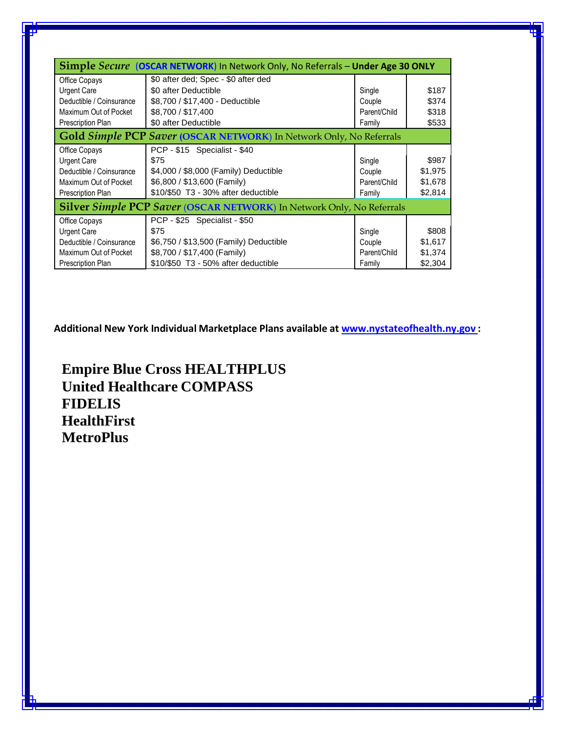| **Simple *Secure* (OSCAR NETWORK) In Network Only, No Referrals – Under Age 30 ONLY** | | | |
|---|---|---|---|
| Office Copays | $0 after ded; Spec - $0 after ded | | |
| Urgent Care | $0 after Deductible | Single | $187 |
| Deductible / Coinsurance | $8,700 / $17,400 - Deductible | Couple | $374 |
| Maximum Out of Pocket | $8,700 / $17,400 | Parent/Child | $318 |
| Prescription Plan | $0 after Deductible | Family | $533 |
| **Gold *Simple* PCP *Saver* (OSCAR NETWORK) In Network Only, No Referrals** | | | |
| Office Copays | PCP - $15 Specialist - $40 | | |
| Urgent Care | $75 | Single | $987 |
| Deductible / Coinsurance | $4,000 / $8,000 (Family) Deductible | Couple | $1,975 |
| Maximum Out of Pocket | $6,800 / $13,600 (Family) | Parent/Child | $1,678 |
| Prescription Plan | $10/$50 T3 - 30% after deductible | Family | $2,814 |
| **Silver *Simple* PCP *Saver* (OSCAR NETWORK) In Network Only, No Referrals** | | | |
| Office Copays | PCP - $25 Specialist - $50 | | |
| Urgent Care | $75 | Single | $808 |
| Deductible / Coinsurance | $6,750 / $13,500 (Family) Deductible | Couple | $1,617 |
| Maximum Out of Pocket | $8,700 / $17,400 (Family) | Parent/Child | $1,374 |
| Prescription Plan | $10/$50 T3 - 50% after deductible | Family | $2,304 |

**Additional New York Individual Marketplace Plans available at www.nystateofhealth.ny.gov :**

**Empire Blue Cross HEALTHPLUS**
**United Healthcare COMPASS**
**FIDELIS**
**HealthFirst**
**MetroPlus**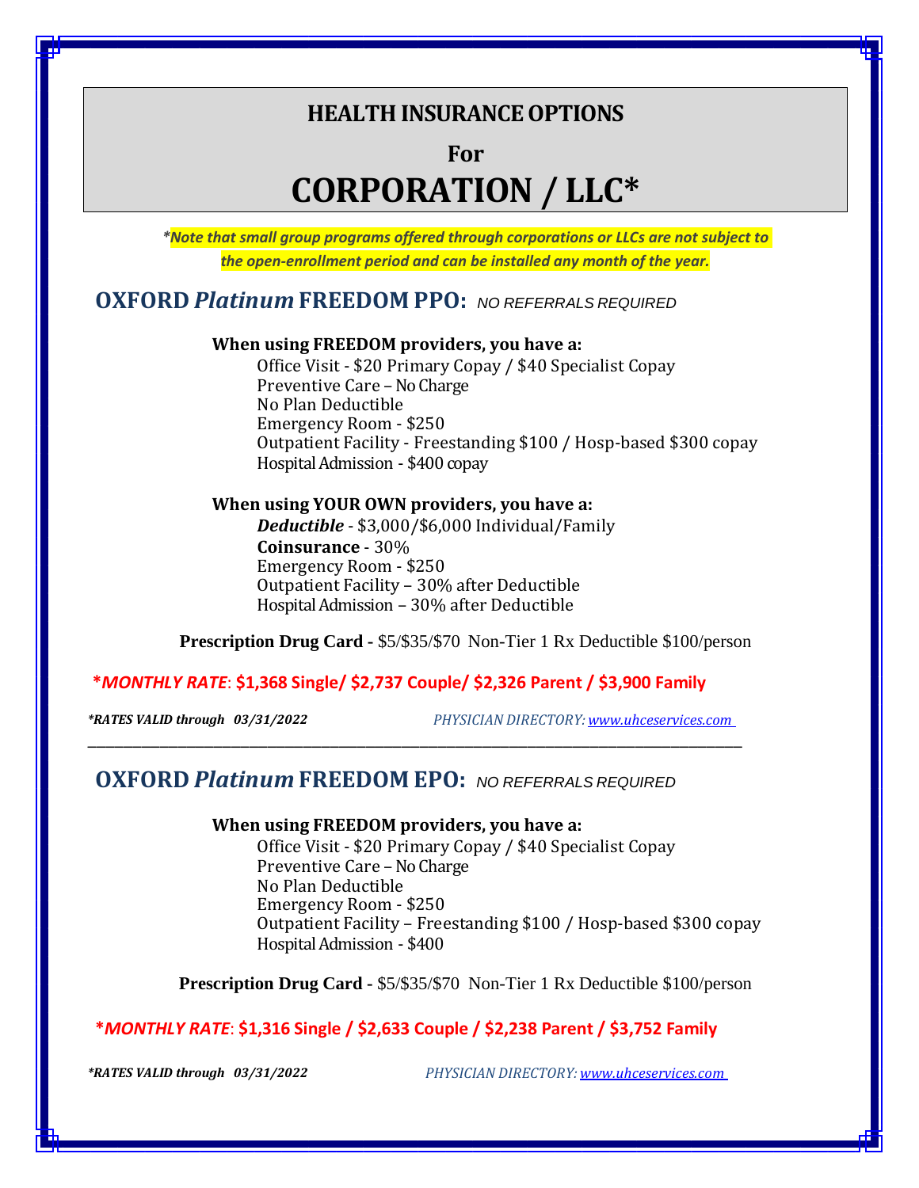# HEALTH INSURANCE OPTIONS

## For

# CORPORATION / LLC*

***Note that small group programs offered through corporations or LLCs are not subject to the open-enrollment period and can be installed any month of the year.***

## OXFORD *Platinum* FREEDOM PPO: *NO REFERRALS REQUIRED*

**When using FREEDOM providers, you have a:**

Office Visit - $20 Primary Copay / $40 Specialist Copay
Preventive Care – No Charge
No Plan Deductible
Emergency Room - $250
Outpatient Facility - Freestanding $100 / Hosp-based $300 copay
Hospital Admission - $400 copay

**When using YOUR OWN providers, you have a:**

***Deductible*** - $3,000/$6,000 Individual/Family
**Coinsurance** - 30%
Emergency Room - $250
Outpatient Facility – 30% after Deductible
Hospital Admission – 30% after Deductible

**Prescription Drug Card -** $5/$35/$70 Non-Tier 1 Rx Deductible $100/person

**\****MONTHLY RATE***: $1,368 Single/ $2,737 Couple/ $2,326 Parent / $3,900 Family**

***RATES VALID through 03/31/2022*** *PHYSICIAN DIRECTORY: www.uhceservices.com*

---

## OXFORD *Platinum* FREEDOM EPO: *NO REFERRALS REQUIRED*

**When using FREEDOM providers, you have a:**

Office Visit - $20 Primary Copay / $40 Specialist Copay
Preventive Care – No Charge
No Plan Deductible
Emergency Room - $250
Outpatient Facility – Freestanding $100 / Hosp-based $300 copay
Hospital Admission - $400

**Prescription Drug Card -** $5/$35/$70 Non-Tier 1 Rx Deductible $100/person

**\****MONTHLY RATE***: $1,316 Single / $2,633 Couple / $2,238 Parent / $3,752 Family**

***RATES VALID through 03/31/2022*** *PHYSICIAN DIRECTORY: www.uhceservices.com*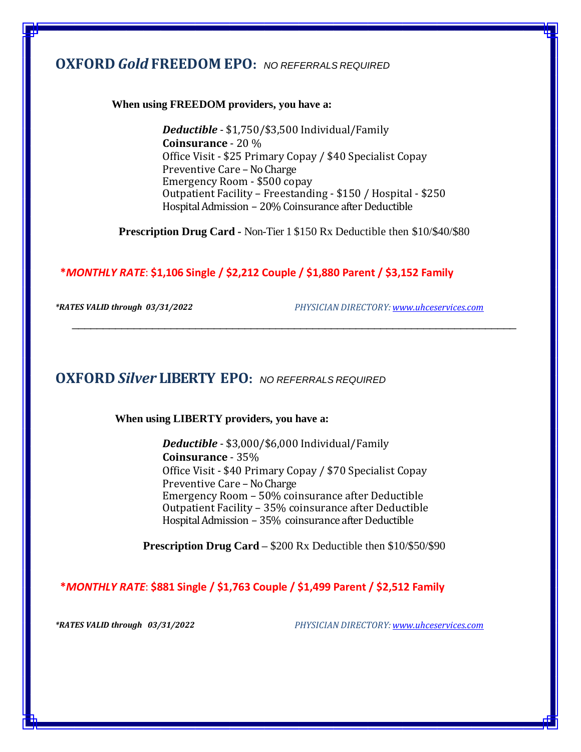## OXFORD *Gold* FREEDOM EPO: *NO REFERRALS REQUIRED*

**When using FREEDOM providers, you have a:**

***Deductible*** - $1,750/$3,500 Individual/Family
**Coinsurance** - 20 %
Office Visit - $25 Primary Copay / $40 Specialist Copay
Preventive Care – No Charge
Emergency Room - $500 copay
Outpatient Facility – Freestanding - $150 / Hospital - $250
Hospital Admission – 20% Coinsurance after Deductible

**Prescription Drug Card** - Non-Tier 1 $150 Rx Deductible then $10/$40/$80

**\****MONTHLY RATE***: $1,106 Single / $2,212 Couple / $1,880 Parent / $3,152 Family**

***RATES VALID through 03/31/2022*** *PHYSICIAN DIRECTORY: [www.uhceservices.com](http://www.uhceservices.com)*

---

## OXFORD *Silver* LIBERTY EPO: *NO REFERRALS REQUIRED*

**When using LIBERTY providers, you have a:**

***Deductible*** - $3,000/$6,000 Individual/Family
**Coinsurance** - 35%
Office Visit - $40 Primary Copay / $70 Specialist Copay
Preventive Care – No Charge
Emergency Room – 50% coinsurance after Deductible
Outpatient Facility – 35% coinsurance after Deductible
Hospital Admission – 35% coinsurance after Deductible

**Prescription Drug Card** – $200 Rx Deductible then $10/$50/$90

**\****MONTHLY RATE***: $881 Single / $1,763 Couple / $1,499 Parent / $2,512 Family**

***RATES VALID through 03/31/2022*** *PHYSICIAN DIRECTORY: [www.uhceservices.com](http://www.uhceservices.com)*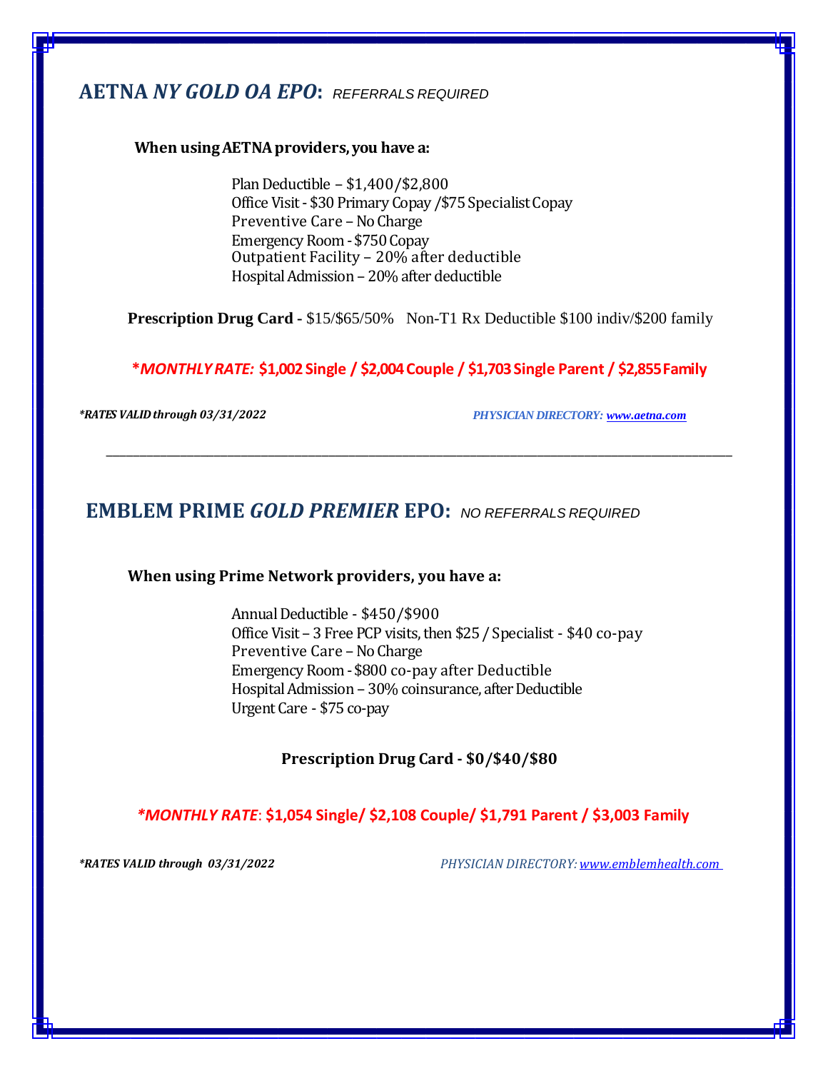## AETNA *NY GOLD OA EPO*: *REFERRALS REQUIRED*

**When using AETNA providers, you have a:**

Plan Deductible – $1,400/$2,800
Office Visit - $30 Primary Copay /$75 Specialist Copay
Preventive Care – No Charge
Emergency Room - $750 Copay
Outpatient Facility – 20% after deductible
Hospital Admission – 20% after deductible

**Prescription Drug Card -** $15/$65/50%   Non-T1 Rx Deductible $100 indiv/$200 family

**\****MONTHLY RATE:*** **$1,002 Single / $2,004 Couple / $1,703 Single Parent / $2,855 Family**

***RATES VALID through 03/31/2022*** 

***PHYSICIAN DIRECTORY: www.aetna.com***

---

## EMBLEM PRIME *GOLD PREMIER* EPO: *NO REFERRALS REQUIRED*

**When using Prime Network providers, you have a:**

Annual Deductible - $450/$900
Office Visit – 3 Free PCP visits, then $25 / Specialist - $40 co-pay
Preventive Care – No Charge
Emergency Room - $800 co-pay after Deductible
Hospital Admission – 30% coinsurance, after Deductible
Urgent Care - $75 co-pay

**Prescription Drug Card - $0/$40/$80**

***MONTHLY RATE*: $1,054 Single/ $2,108 Couple/ $1,791 Parent / $3,003 Family**

***RATES VALID through 03/31/2022***

*PHYSICIAN DIRECTORY: www.emblemhealth.com*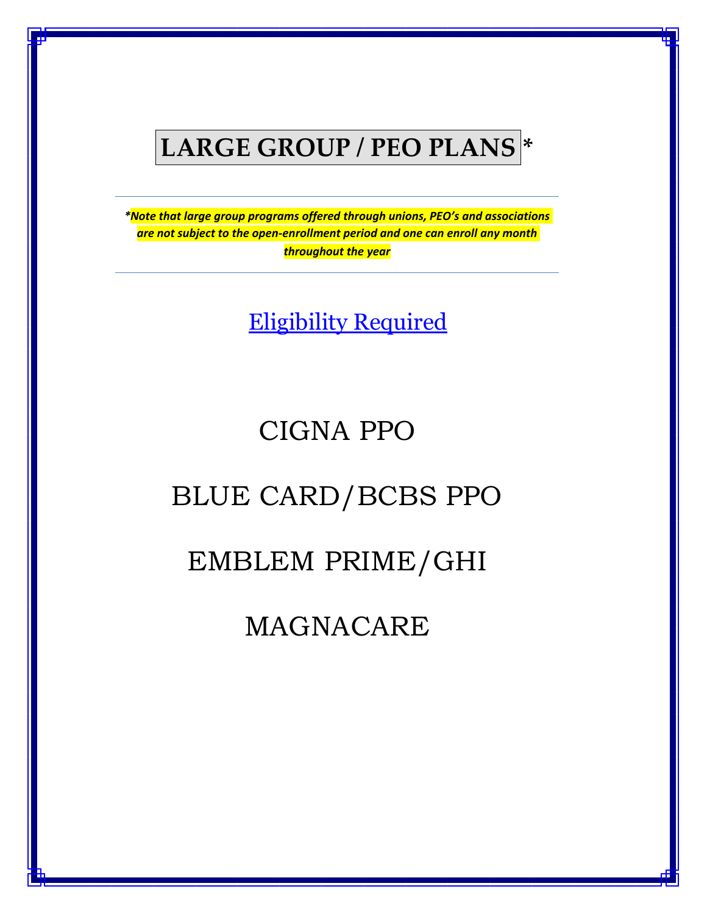# LARGE GROUP / PEO PLANS *

---

***Note that large group programs offered through unions, PEO's and associations are not subject to the open-enrollment period and one can enroll any month throughout the year***

---

Eligibility Required

CIGNA PPO

BLUE CARD/BCBS PPO

EMBLEM PRIME/GHI

MAGNACARE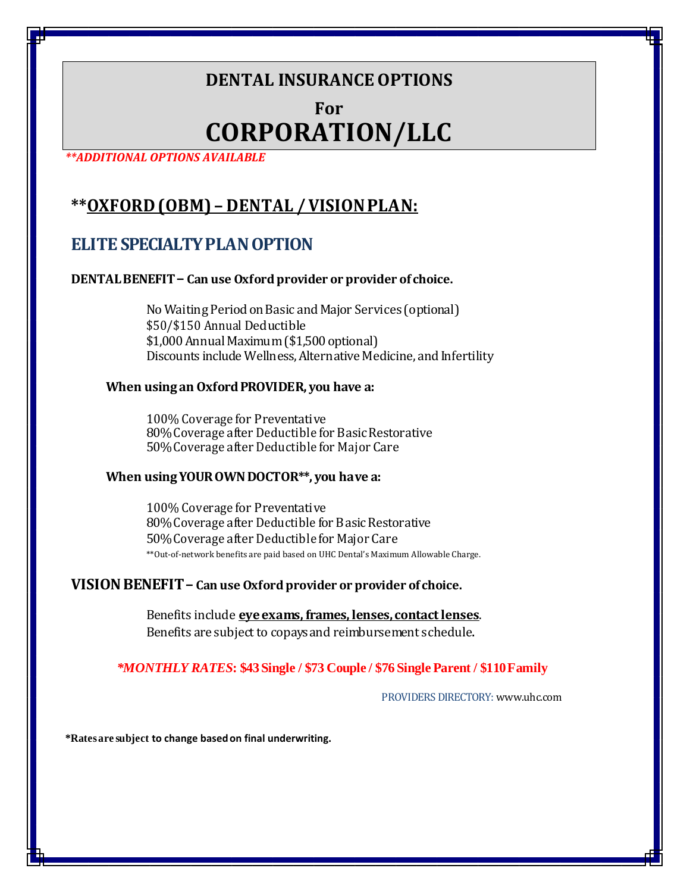# DENTAL INSURANCE OPTIONS

## For

# CORPORATION/LLC

***\*\*ADDITIONAL OPTIONS AVAILABLE***

## \*\*<u>OXFORD (OBM) – DENTAL / VISION PLAN:</u>

## ELITE SPECIALTY PLAN OPTION

**DENTAL BENEFIT – Can use Oxford provider or provider of choice.**

No Waiting Period on Basic and Major Services (optional)
$50/$150 Annual Deductible
$1,000 Annual Maximum ($1,500 optional)
Discounts include Wellness, Alternative Medicine, and Infertility

**When using an Oxford PROVIDER, you have a:**

100% Coverage for Preventative
80% Coverage after Deductible for Basic Restorative
50% Coverage after Deductible for Major Care

**When using YOUR OWN DOCTOR\*\*, you have a:**

100% Coverage for Preventative
80% Coverage after Deductible for Basic Restorative
50% Coverage after Deductible for Major Care
\*\*Out-of-network benefits are paid based on UHC Dental's Maximum Allowable Charge.

**VISION BENEFIT – Can use Oxford provider or provider of choice.**

Benefits include **<u>eye exams, frames, lenses, contact lenses</u>**.
Benefits are subject to copays and reimbursement schedule.

***\*MONTHLY RATES*: $43 Single / $73 Couple / $76 Single Parent / $110 Family**

PROVIDERS DIRECTORY: www.uhc.com

**\*Rates are subject to change based on final underwriting.**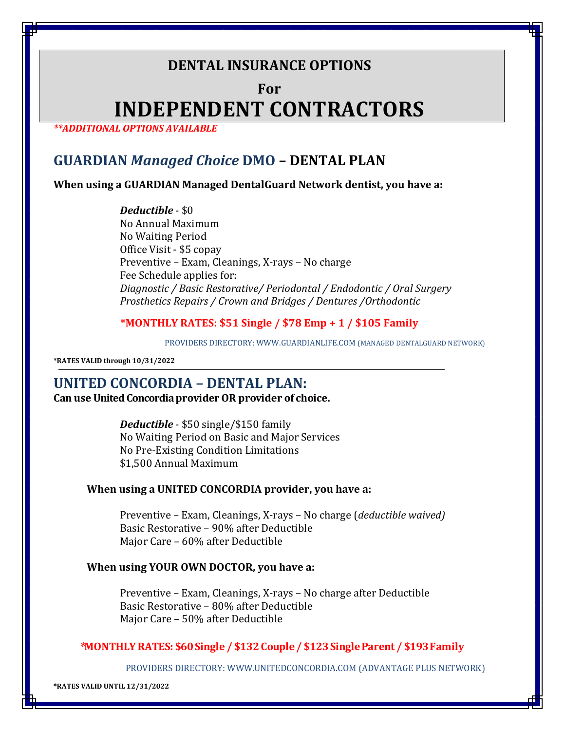# DENTAL INSURANCE OPTIONS

## For

# INDEPENDENT CONTRACTORS

***\*\*ADDITIONAL OPTIONS AVAILABLE***

## GUARDIAN *Managed Choice* DMO – DENTAL PLAN

**When using a GUARDIAN Managed DentalGuard Network dentist, you have a:**

***Deductible*** - $0
No Annual Maximum
No Waiting Period
Office Visit - $5 copay
Preventive – Exam, Cleanings, X-rays – No charge
Fee Schedule applies for:
*Diagnostic / Basic Restorative/ Periodontal / Endodontic / Oral Surgery*
*Prosthetics Repairs / Crown and Bridges / Dentures /Orthodontic*

**\*MONTHLY RATES: $51 Single / $78 Emp + 1 / $105 Family**

PROVIDERS DIRECTORY: WWW.GUARDIANLIFE.COM (MANAGED DENTALGUARD NETWORK)

**\*RATES VALID through 10/31/2022**

---

## UNITED CONCORDIA – DENTAL PLAN:

**Can use United Concordia provider OR provider of choice.**

***Deductible*** - $50 single/$150 family
No Waiting Period on Basic and Major Services
No Pre-Existing Condition Limitations
$1,500 Annual Maximum

**When using a UNITED CONCORDIA provider, you have a:**

Preventive – Exam, Cleanings, X-rays – No charge (*deductible waived)*
Basic Restorative – 90% after Deductible
Major Care – 60% after Deductible

**When using YOUR OWN DOCTOR, you have a:**

Preventive – Exam, Cleanings, X-rays – No charge after Deductible
Basic Restorative – 80% after Deductible
Major Care – 50% after Deductible

**\*MONTHLY RATES: $60 Single / $132 Couple / $123 Single Parent / $193 Family**

PROVIDERS DIRECTORY: WWW.UNITEDCONCORDIA.COM (ADVANTAGE PLUS NETWORK)

**\*RATES VALID UNTIL 12/31/2022**